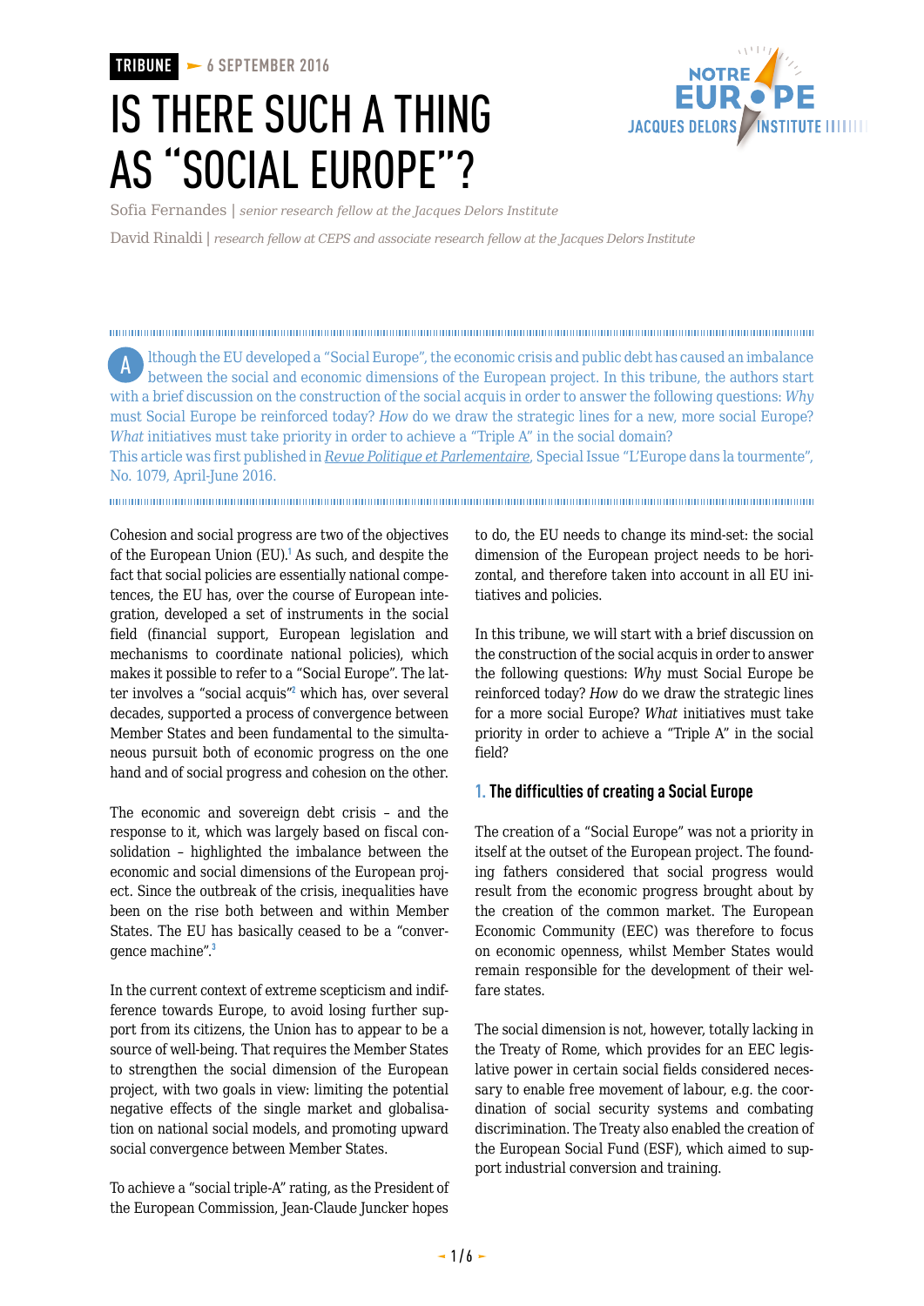TRIBUNE — 6 SEPTEMBER 2016

# IS THERE SUCH A THING AS "SOCIAL EUROPE"?

Sofia Fernandes | *senior research fellow at the Jacques Delors Institute*

David Rinaldi | *research fellow at CEPS and associate research fellow at the Jacques Delors Institute*

Although the EU developed a "Social Europe", the economic crisis and public debt has caused an imbalance between the social and economic dimensions of the European project. In this tribune, the authors start with a brief discussion on the construction of the social acquis in order to answer the following questions: *Why* must Social Europe be reinforced today? *How* do we draw the strategic lines for a new, more social Europe? *What* initiatives must take priority in order to achieve a "Triple A" in the social domain?

This article was first published in *Revue Politique et Parlementaire*, Special Issue "L'Europe dans la tourmente", No. 1079, April-June 2016.

Cohesion and social progress are two of the objectives of the European Union (EU).[1] As such, and despite the fact that social policies are essentially national competences, the EU has, over the course of European integration, developed a set of instruments in the social field (financial support, European legislation and mechanisms to coordinate national policies), which makes it possible to refer to a "Social Europe". The latter involves a "social acquis"[2] which has, over several decades, supported a process of convergence between Member States and been fundamental to the simultaneous pursuit both of economic progress on the one hand and of social progress and cohesion on the other.

The economic and sovereign debt crisis – and the response to it, which was largely based on fiscal consolidation – highlighted the imbalance between the economic and social dimensions of the European project. Since the outbreak of the crisis, inequalities have been on the rise both between and within Member States. The EU has basically ceased to be a "convergence machine".[3]

In the current context of extreme scepticism and indifference towards Europe, to avoid losing further support from its citizens, the Union has to appear to be a source of well-being. That requires the Member States to strengthen the social dimension of the European project, with two goals in view: limiting the potential negative effects of the single market and globalisation on national social models, and promoting upward social convergence between Member States.

To achieve a "social triple-A" rating, as the President of the European Commission, Jean-Claude Juncker hopes to do, the EU needs to change its mind-set: the social dimension of the European project needs to be horizontal, and therefore taken into account in all EU initiatives and policies.

In this tribune, we will start with a brief discussion on the construction of the social acquis in order to answer the following questions: *Why* must Social Europe be reinforced today? *How* do we draw the strategic lines for a more social Europe? *What* initiatives must take priority in order to achieve a "Triple A" in the social field?

## 1. The difficulties of creating a Social Europe

The creation of a "Social Europe" was not a priority in itself at the outset of the European project. The founding fathers considered that social progress would result from the economic progress brought about by the creation of the common market. The European Economic Community (EEC) was therefore to focus on economic openness, whilst Member States would remain responsible for the development of their welfare states.

The social dimension is not, however, totally lacking in the Treaty of Rome, which provides for an EEC legislative power in certain social fields considered necessary to enable free movement of labour, e.g. the coordination of social security systems and combating discrimination. The Treaty also enabled the creation of the European Social Fund (ESF), which aimed to support industrial conversion and training.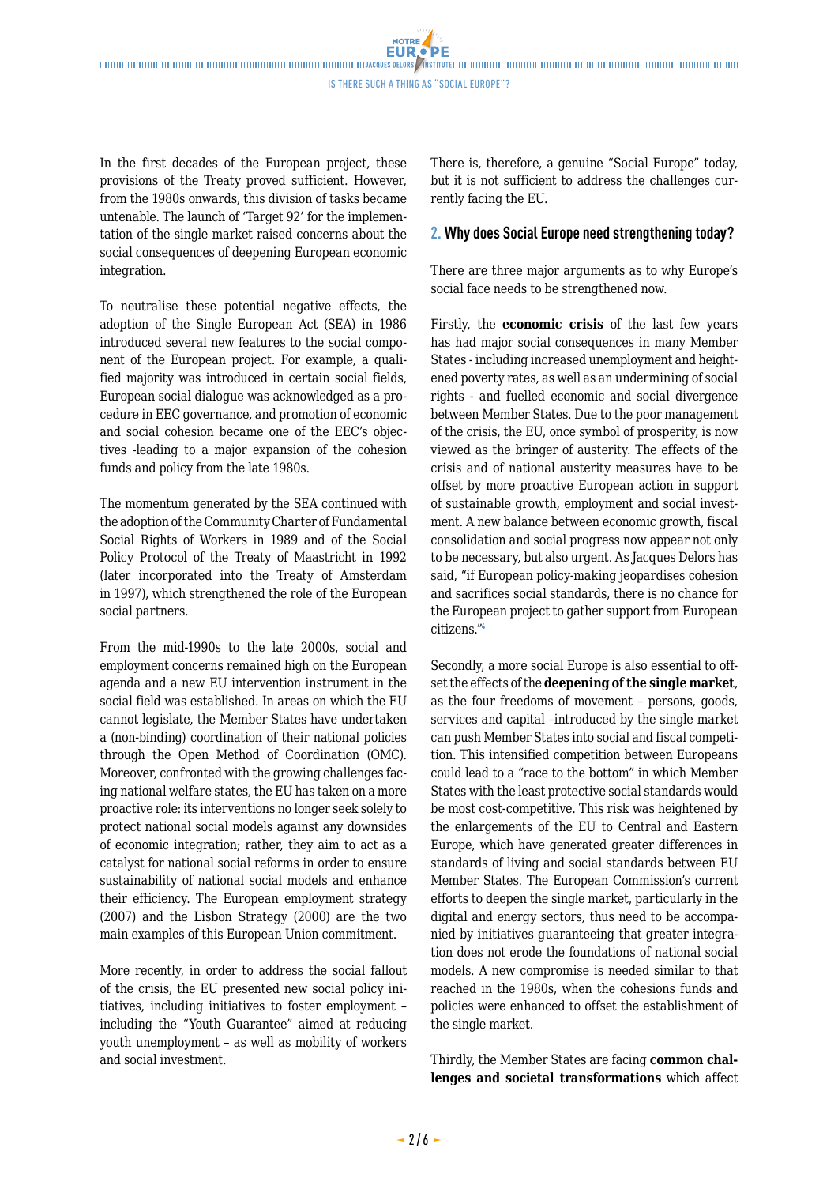In the first decades of the European project, these provisions of the Treaty proved sufficient. However, from the 1980s onwards, this division of tasks became untenable. The launch of 'Target 92' for the implementation of the single market raised concerns about the social consequences of deepening European economic integration.

To neutralise these potential negative effects, the adoption of the Single European Act (SEA) in 1986 introduced several new features to the social component of the European project. For example, a qualified majority was introduced in certain social fields, European social dialogue was acknowledged as a procedure in EEC governance, and promotion of economic and social cohesion became one of the EEC's objectives -leading to a major expansion of the cohesion funds and policy from the late 1980s.

The momentum generated by the SEA continued with the adoption of the Community Charter of Fundamental Social Rights of Workers in 1989 and of the Social Policy Protocol of the Treaty of Maastricht in 1992 (later incorporated into the Treaty of Amsterdam in 1997), which strengthened the role of the European social partners.

From the mid-1990s to the late 2000s, social and employment concerns remained high on the European agenda and a new EU intervention instrument in the social field was established. In areas on which the EU cannot legislate, the Member States have undertaken a (non-binding) coordination of their national policies through the Open Method of Coordination (OMC). Moreover, confronted with the growing challenges facing national welfare states, the EU has taken on a more proactive role: its interventions no longer seek solely to protect national social models against any downsides of economic integration; rather, they aim to act as a catalyst for national social reforms in order to ensure sustainability of national social models and enhance their efficiency. The European employment strategy (2007) and the Lisbon Strategy (2000) are the two main examples of this European Union commitment.

More recently, in order to address the social fallout of the crisis, the EU presented new social policy initiatives, including initiatives to foster employment – including the "Youth Guarantee" aimed at reducing youth unemployment – as well as mobility of workers and social investment.

There is, therefore, a genuine "Social Europe" today, but it is not sufficient to address the challenges currently facing the EU.

## 2. Why does Social Europe need strengthening today?

There are three major arguments as to why Europe's social face needs to be strengthened now.

Firstly, the **economic crisis** of the last few years has had major social consequences in many Member States - including increased unemployment and heightened poverty rates, as well as an undermining of social rights - and fuelled economic and social divergence between Member States. Due to the poor management of the crisis, the EU, once symbol of prosperity, is now viewed as the bringer of austerity. The effects of the crisis and of national austerity measures have to be offset by more proactive European action in support of sustainable growth, employment and social investment. A new balance between economic growth, fiscal consolidation and social progress now appear not only to be necessary, but also urgent. As Jacques Delors has said, "if European policy-making jeopardises cohesion and sacrifices social standards, there is no chance for the European project to gather support from European citizens."[4]

Secondly, a more social Europe is also essential to offset the effects of the **deepening of the single market**, as the four freedoms of movement – persons, goods, services and capital –introduced by the single market can push Member States into social and fiscal competition. This intensified competition between Europeans could lead to a "race to the bottom" in which Member States with the least protective social standards would be most cost-competitive. This risk was heightened by the enlargements of the EU to Central and Eastern Europe, which have generated greater differences in standards of living and social standards between EU Member States. The European Commission's current efforts to deepen the single market, particularly in the digital and energy sectors, thus need to be accompanied by initiatives guaranteeing that greater integration does not erode the foundations of national social models. A new compromise is needed similar to that reached in the 1980s, when the cohesions funds and policies were enhanced to offset the establishment of the single market.

Thirdly, the Member States are facing **common challenges and societal transformations** which affect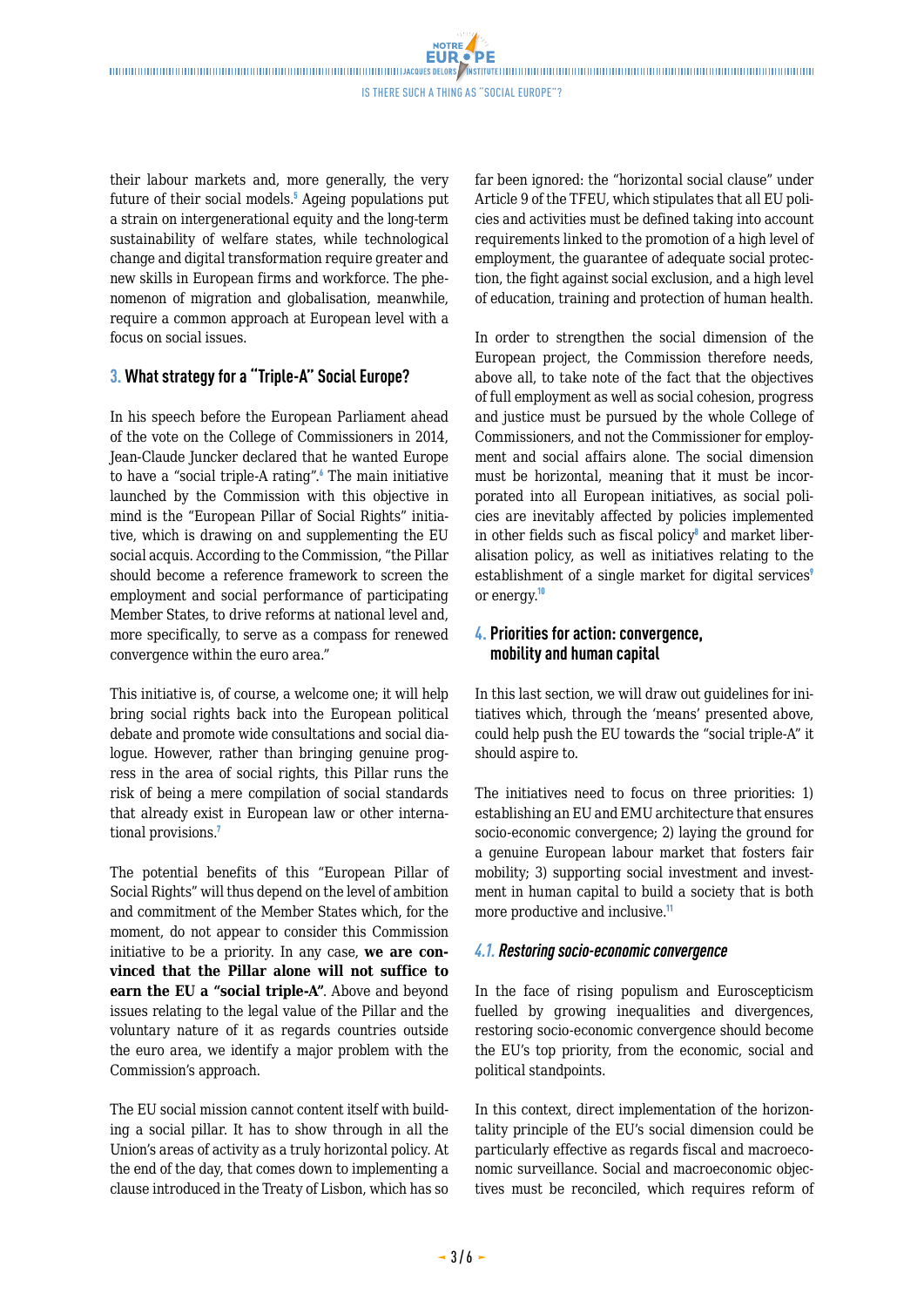their labour markets and, more generally, the very future of their social models.[5] Ageing populations put a strain on intergenerational equity and the long-term sustainability of welfare states, while technological change and digital transformation require greater and new skills in European firms and workforce. The phenomenon of migration and globalisation, meanwhile, require a common approach at European level with a focus on social issues.

## 3. What strategy for a "Triple-A" Social Europe?

In his speech before the European Parliament ahead of the vote on the College of Commissioners in 2014, Jean-Claude Juncker declared that he wanted Europe to have a "social triple-A rating".[6] The main initiative launched by the Commission with this objective in mind is the "European Pillar of Social Rights" initiative, which is drawing on and supplementing the EU social acquis. According to the Commission, "the Pillar should become a reference framework to screen the employment and social performance of participating Member States, to drive reforms at national level and, more specifically, to serve as a compass for renewed convergence within the euro area."

This initiative is, of course, a welcome one; it will help bring social rights back into the European political debate and promote wide consultations and social dialogue. However, rather than bringing genuine progress in the area of social rights, this Pillar runs the risk of being a mere compilation of social standards that already exist in European law or other international provisions.[7]

The potential benefits of this "European Pillar of Social Rights" will thus depend on the level of ambition and commitment of the Member States which, for the moment, do not appear to consider this Commission initiative to be a priority. In any case, **we are convinced that the Pillar alone will not suffice to earn the EU a "social triple-A"**. Above and beyond issues relating to the legal value of the Pillar and the voluntary nature of it as regards countries outside the euro area, we identify a major problem with the Commission's approach.

The EU social mission cannot content itself with building a social pillar. It has to show through in all the Union's areas of activity as a truly horizontal policy. At the end of the day, that comes down to implementing a clause introduced in the Treaty of Lisbon, which has so far been ignored: the "horizontal social clause" under Article 9 of the TFEU, which stipulates that all EU policies and activities must be defined taking into account requirements linked to the promotion of a high level of employment, the guarantee of adequate social protection, the fight against social exclusion, and a high level of education, training and protection of human health.

In order to strengthen the social dimension of the European project, the Commission therefore needs, above all, to take note of the fact that the objectives of full employment as well as social cohesion, progress and justice must be pursued by the whole College of Commissioners, and not the Commissioner for employment and social affairs alone. The social dimension must be horizontal, meaning that it must be incorporated into all European initiatives, as social policies are inevitably affected by policies implemented in other fields such as fiscal policy[8] and market liberalisation policy, as well as initiatives relating to the establishment of a single market for digital services[9] or energy.[10]

## 4. Priorities for action: convergence, mobility and human capital

In this last section, we will draw out guidelines for initiatives which, through the 'means' presented above, could help push the EU towards the "social triple-A" it should aspire to.

The initiatives need to focus on three priorities: 1) establishing an EU and EMU architecture that ensures socio-economic convergence; 2) laying the ground for a genuine European labour market that fosters fair mobility; 3) supporting social investment and investment in human capital to build a society that is both more productive and inclusive.[11]

### *4.1. Restoring socio-economic convergence*

In the face of rising populism and Euroscepticism fuelled by growing inequalities and divergences, restoring socio-economic convergence should become the EU's top priority, from the economic, social and political standpoints.

In this context, direct implementation of the horizontality principle of the EU's social dimension could be particularly effective as regards fiscal and macroeconomic surveillance. Social and macroeconomic objectives must be reconciled, which requires reform of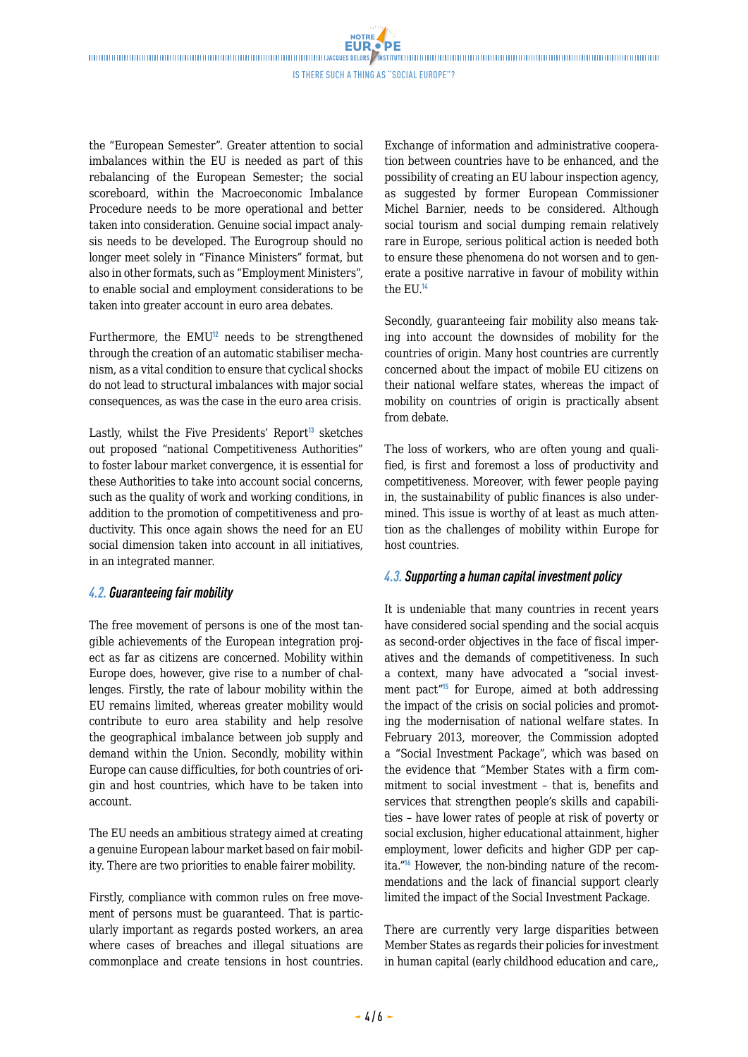the "European Semester". Greater attention to social imbalances within the EU is needed as part of this rebalancing of the European Semester; the social scoreboard, within the Macroeconomic Imbalance Procedure needs to be more operational and better taken into consideration. Genuine social impact analysis needs to be developed. The Eurogroup should no longer meet solely in "Finance Ministers" format, but also in other formats, such as "Employment Ministers", to enable social and employment considerations to be taken into greater account in euro area debates.

Furthermore, the EMU[12] needs to be strengthened through the creation of an automatic stabiliser mechanism, as a vital condition to ensure that cyclical shocks do not lead to structural imbalances with major social consequences, as was the case in the euro area crisis.

Lastly, whilst the Five Presidents' Report[13] sketches out proposed "national Competitiveness Authorities" to foster labour market convergence, it is essential for these Authorities to take into account social concerns, such as the quality of work and working conditions, in addition to the promotion of competitiveness and productivity. This once again shows the need for an EU social dimension taken into account in all initiatives, in an integrated manner.

### 4.2. Guaranteeing fair mobility

The free movement of persons is one of the most tangible achievements of the European integration project as far as citizens are concerned. Mobility within Europe does, however, give rise to a number of challenges. Firstly, the rate of labour mobility within the EU remains limited, whereas greater mobility would contribute to euro area stability and help resolve the geographical imbalance between job supply and demand within the Union. Secondly, mobility within Europe can cause difficulties, for both countries of origin and host countries, which have to be taken into account.

The EU needs an ambitious strategy aimed at creating a genuine European labour market based on fair mobility. There are two priorities to enable fairer mobility.

Firstly, compliance with common rules on free movement of persons must be guaranteed. That is particularly important as regards posted workers, an area where cases of breaches and illegal situations are commonplace and create tensions in host countries. Exchange of information and administrative cooperation between countries have to be enhanced, and the possibility of creating an EU labour inspection agency, as suggested by former European Commissioner Michel Barnier, needs to be considered. Although social tourism and social dumping remain relatively rare in Europe, serious political action is needed both to ensure these phenomena do not worsen and to generate a positive narrative in favour of mobility within the EU.[14]

Secondly, guaranteeing fair mobility also means taking into account the downsides of mobility for the countries of origin. Many host countries are currently concerned about the impact of mobile EU citizens on their national welfare states, whereas the impact of mobility on countries of origin is practically absent from debate.

The loss of workers, who are often young and qualified, is first and foremost a loss of productivity and competitiveness. Moreover, with fewer people paying in, the sustainability of public finances is also undermined. This issue is worthy of at least as much attention as the challenges of mobility within Europe for host countries.

### 4.3. Supporting a human capital investment policy

It is undeniable that many countries in recent years have considered social spending and the social acquis as second-order objectives in the face of fiscal imperatives and the demands of competitiveness. In such a context, many have advocated a "social investment pact"[15] for Europe, aimed at both addressing the impact of the crisis on social policies and promoting the modernisation of national welfare states. In February 2013, moreover, the Commission adopted a "Social Investment Package", which was based on the evidence that "Member States with a firm commitment to social investment – that is, benefits and services that strengthen people's skills and capabilities – have lower rates of people at risk of poverty or social exclusion, higher educational attainment, higher employment, lower deficits and higher GDP per capita."[16] However, the non-binding nature of the recommendations and the lack of financial support clearly limited the impact of the Social Investment Package.

There are currently very large disparities between Member States as regards their policies for investment in human capital (early childhood education and care,,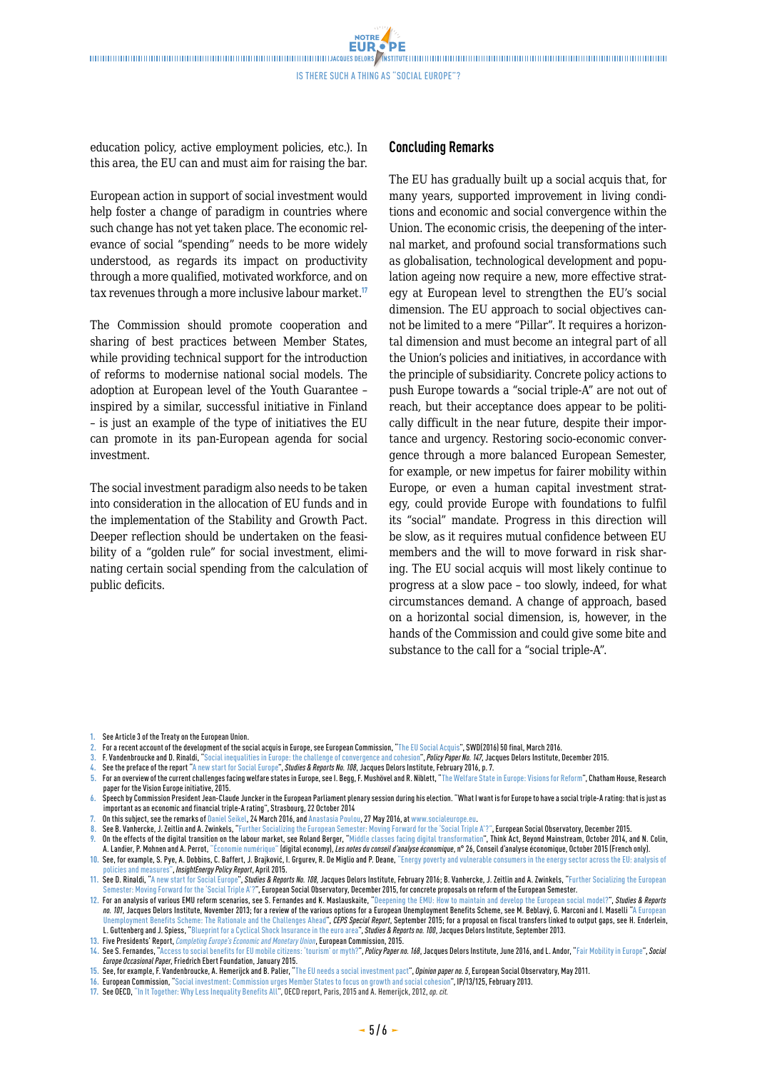education policy, active employment policies, etc.). In this area, the EU can and must aim for raising the bar.

European action in support of social investment would help foster a change of paradigm in countries where such change has not yet taken place. The economic relevance of social "spending" needs to be more widely understood, as regards its impact on productivity through a more qualified, motivated workforce, and on tax revenues through a more inclusive labour market.[17]

The Commission should promote cooperation and sharing of best practices between Member States, while providing technical support for the introduction of reforms to modernise national social models. The adoption at European level of the Youth Guarantee – inspired by a similar, successful initiative in Finland – is just an example of the type of initiatives the EU can promote in its pan-European agenda for social investment.

The social investment paradigm also needs to be taken into consideration in the allocation of EU funds and in the implementation of the Stability and Growth Pact. Deeper reflection should be undertaken on the feasibility of a "golden rule" for social investment, eliminating certain social spending from the calculation of public deficits.

## Concluding Remarks

The EU has gradually built up a social acquis that, for many years, supported improvement in living conditions and economic and social convergence within the Union. The economic crisis, the deepening of the internal market, and profound social transformations such as globalisation, technological development and population ageing now require a new, more effective strategy at European level to strengthen the EU's social dimension. The EU approach to social objectives cannot be limited to a mere "Pillar". It requires a horizontal dimension and must become an integral part of all the Union's policies and initiatives, in accordance with the principle of subsidiarity. Concrete policy actions to push Europe towards a "social triple-A" are not out of reach, but their acceptance does appear to be politically difficult in the near future, despite their importance and urgency. Restoring socio-economic convergence through a more balanced European Semester, for example, or new impetus for fairer mobility within Europe, or even a human capital investment strategy, could provide Europe with foundations to fulfil its "social" mandate. Progress in this direction will be slow, as it requires mutual confidence between EU members and the will to move forward in risk sharing. The EU social acquis will most likely continue to progress at a slow pace – too slowly, indeed, for what circumstances demand. A change of approach, based on a horizontal social dimension, is, however, in the hands of the Commission and could give some bite and substance to the call for a "social triple-A".

1. See Article 3 of the Treaty on the European Union.
2. For a recent account of the development of the social acquis in Europe, see European Commission, "The EU Social Acquis", SWD(2016) 50 final, March 2016.
3. F. Vandenbroucke and D. Rinaldi, "Social inequalities in Europe: the challenge of convergence and cohesion", *Policy Paper No. 147*, Jacques Delors Institute, December 2015.
4. See the preface of the report "A new start for Social Europe", *Studies & Reports No. 108*, Jacques Delors Institute, February 2016, p. 7.
5. For an overview of the current challenges facing welfare states in Europe, see I. Begg, F. Mushövel and R. Niblett, "The Welfare State in Europe: Visions for Reform", Chatham House, Research paper for the Vision Europe initiative, 2015.
6. Speech by Commission President Jean-Claude Juncker in the European Parliament plenary session during his election. "What I want is for Europe to have a social triple-A rating: that is just as important as an economic and financial triple-A rating", Strasbourg, 22 October 2014
7. On this subject, see the remarks of Daniel Seikel, 24 March 2016, and Anastasia Poulou, 27 May 2016, at www.socialeurope.eu.
8. See B. Vanhercke, J. Zeitlin and A. Zwinkels, "Further Socializing the European Semester: Moving Forward for the 'Social Triple A'?", European Social Observatory, December 2015.
9. On the effects of the digital transition on the labour market, see Roland Berger, "Middle classes facing digital transformation", Think Act, Beyond Mainstream, October 2014, and N. Colin, A. Landier, P. Mohnen and A. Perrot, "Économie numérique" (digital economy), *Les notes du conseil d'analyse économique*, n° 26, Conseil d'analyse économique, October 2015 (French only).
10. See, for example, S. Pye, A. Dobbins, C. Baffert, J. Brajković, I. Grgurev, R. De Miglio and P. Deane, "Energy poverty and vulnerable consumers in the energy sector across the EU: analysis of policies and measures", *InsightEnergy Policy Report*, April 2015.
11. See D. Rinaldi, "A new start for Social Europe", *Studies & Reports No. 108*, Jacques Delors Institute, February 2016; B. Vanhercke, J. Zeitlin and A. Zwinkels, "Further Socializing the European Semester: Moving Forward for the 'Social Triple A'?", European Social Observatory, December 2015, for concrete proposals on reform of the European Semester.
12. For an analysis of various EMU reform scenarios, see S. Fernandes and K. Maslauskaite, "Deepening the EMU: How to maintain and develop the European social model?", *Studies & Reports no. 101*, Jacques Delors Institute, November 2013; for a review of the various options for a European Unemployment Benefits Scheme, see M. Beblavý, G. Marconi and I. Maselli "A European Unemployment Benefits Scheme: The Rationale and the Challenges Ahead", *CEPS Special Report*, September 2015; for a proposal on fiscal transfers linked to output gaps, see H. Enderlein, L. Guttenberg and J. Spiess, "Blueprint for a Cyclical Shock Insurance in the euro area", *Studies & Reports no. 100*, Jacques Delors Institute, September 2013.
13. Five Presidents' Report, *Completing Europe's Economic and Monetary Union*, European Commission, 2015.
14. See S. Fernandes, "Access to social benefits for EU mobile citizens: 'tourism' or myth?", *Policy Paper no. 168*, Jacques Delors Institute, June 2016, and L. Andor, "Fair Mobility in Europe", *Social Europe Occasional Paper*, Friedrich Ebert Foundation, January 2015.
15. See, for example, F. Vandenbroucke, A. Hemerijck and B. Palier, "The EU needs a social investment pact", *Opinion paper no. 5*, European Social Observatory, May 2011.
16. European Commission, "Social investment: Commission urges Member States to focus on growth and social cohesion", IP/13/125, February 2013.
17. See OECD, "In It Together: Why Less Inequality Benefits All", OECD report, Paris, 2015 and A. Hemerijck, 2012, *op. cit.*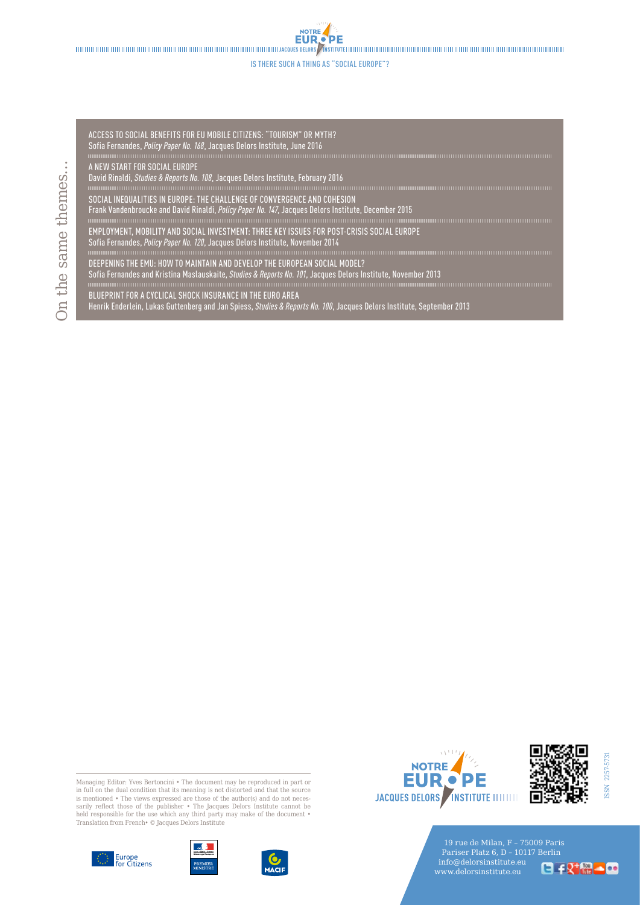On the same themes…

ACCESS TO SOCIAL BENEFITS FOR EU MOBILE CITIZENS: "TOURISM" OR MYTH?
Sofia Fernandes, *Policy Paper No. 168*, Jacques Delors Institute, June 2016

A NEW START FOR SOCIAL EUROPE
David Rinaldi, *Studies & Reports No. 108*, Jacques Delors Institute, February 2016

SOCIAL INEQUALITIES IN EUROPE: THE CHALLENGE OF CONVERGENCE AND COHESION
Frank Vandenbroucke and David Rinaldi, *Policy Paper No. 147*, Jacques Delors Institute, December 2015

EMPLOYMENT, MOBILITY AND SOCIAL INVESTMENT: THREE KEY ISSUES FOR POST-CRISIS SOCIAL EUROPE
Sofia Fernandes, *Policy Paper No. 120*, Jacques Delors Institute, November 2014

DEEPENING THE EMU: HOW TO MAINTAIN AND DEVELOP THE EUROPEAN SOCIAL MODEL?
Sofia Fernandes and Kristina Maslauskaite, *Studies & Reports No. 101*, Jacques Delors Institute, November 2013

BLUEPRINT FOR A CYCLICAL SHOCK INSURANCE IN THE EURO AREA
Henrik Enderlein, Lukas Guttenberg and Jan Spiess, *Studies & Reports No. 100*, Jacques Delors Institute, September 2013

Managing Editor: Yves Bertoncini • The document may be reproduced in part or in full on the dual condition that its meaning is not distorted and that the source is mentioned • The views expressed are those of the author(s) and do not necessarily reflect those of the publisher • The Jacques Delors Institute cannot be held responsible for the use which any third party may make of the document • Translation from French• © Jacques Delors Institute

ISSN 2257-5731

19 rue de Milan, F – 75009 Paris
Pariser Platz 6, D – 10117 Berlin
info@delorsinstitute.eu
www.delorsinstitute.eu